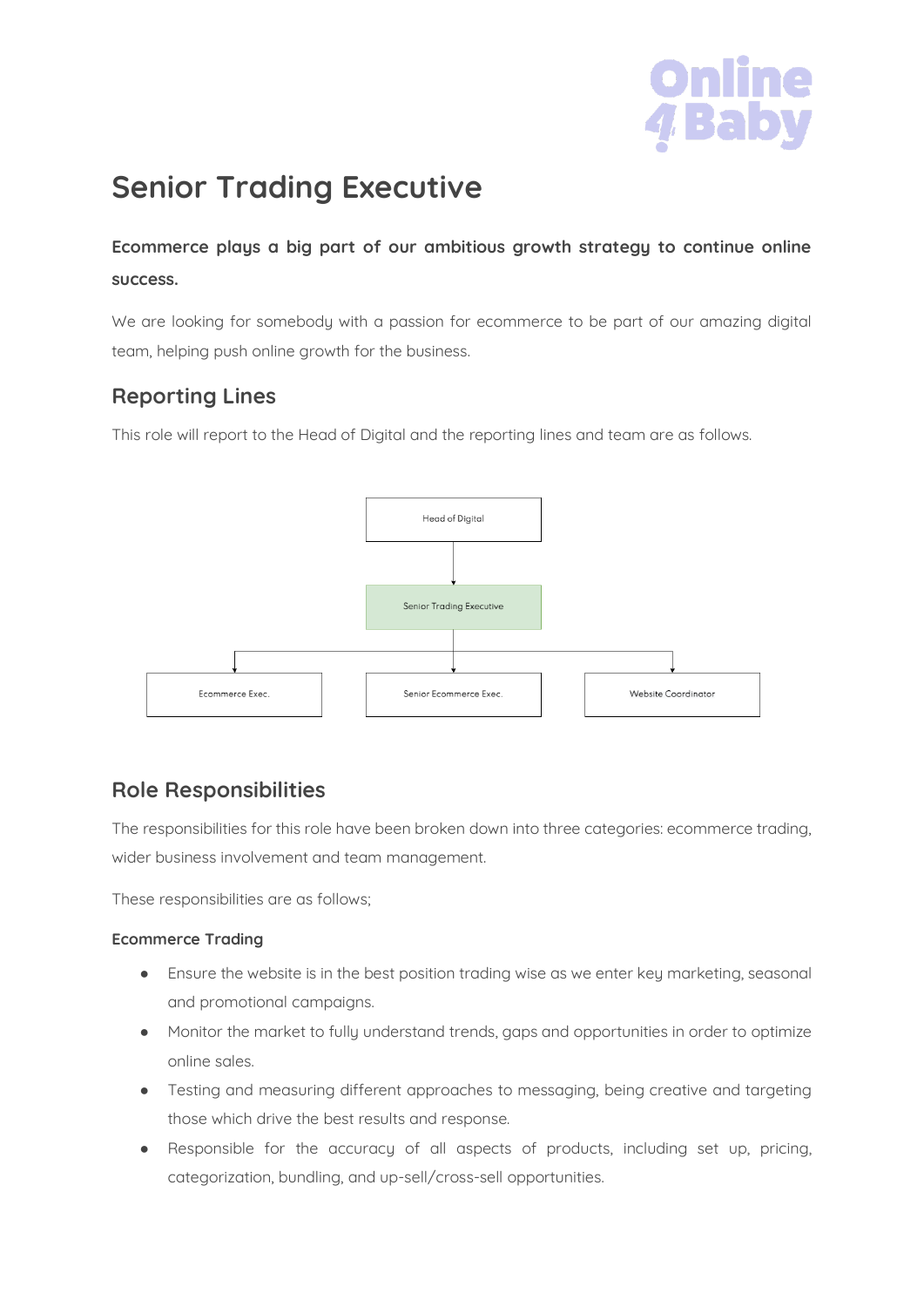# Senior Trading Executive

**Ecommerce plays a big part of our ambitious growth strategy to continue online success.**

We are looking for somebody with a passion for ecommerce to be part of our amazing digital team, helping push online growth for the business.

## Reporting Lines

This role will report to the Head of Digital and the reporting lines and team are as follows.

- Head of Digital
  - Senior Trading Executive
    - Ecommerce Exec.
    - Senior Ecommerce Exec.
    - Website Coordinator

## Role Responsibilities

The responsibilities for this role have been broken down into three categories: ecommerce trading, wider business involvement and team management.

These responsibilities are as follows;

### Ecommerce Trading

- Ensure the website is in the best position trading wise as we enter key marketing, seasonal and promotional campaigns.
- Monitor the market to fully understand trends, gaps and opportunities in order to optimize online sales.
- Testing and measuring different approaches to messaging, being creative and targeting those which drive the best results and response.
- Responsible for the accuracy of all aspects of products, including set up, pricing, categorization, bundling, and up-sell/cross-sell opportunities.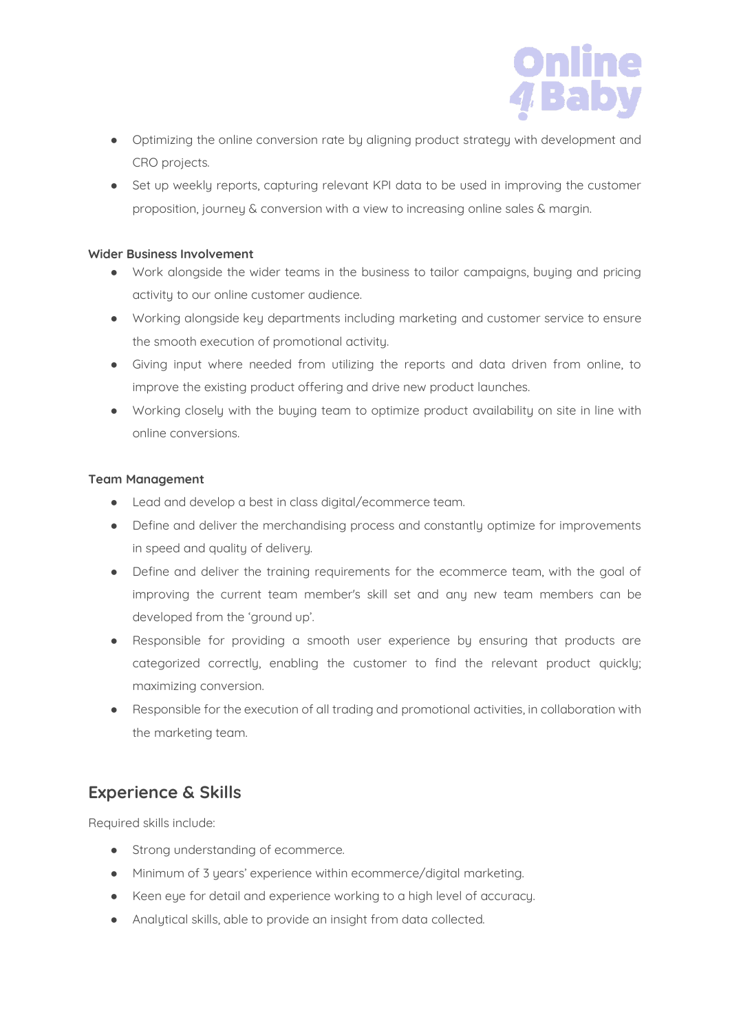- Optimizing the online conversion rate by aligning product strategy with development and CRO projects.
- Set up weekly reports, capturing relevant KPI data to be used in improving the customer proposition, journey & conversion with a view to increasing online sales & margin.

**Wider Business Involvement**

- Work alongside the wider teams in the business to tailor campaigns, buying and pricing activity to our online customer audience.
- Working alongside key departments including marketing and customer service to ensure the smooth execution of promotional activity.
- Giving input where needed from utilizing the reports and data driven from online, to improve the existing product offering and drive new product launches.
- Working closely with the buying team to optimize product availability on site in line with online conversions.

**Team Management**

- Lead and develop a best in class digital/ecommerce team.
- Define and deliver the merchandising process and constantly optimize for improvements in speed and quality of delivery.
- Define and deliver the training requirements for the ecommerce team, with the goal of improving the current team member's skill set and any new team members can be developed from the 'ground up'.
- Responsible for providing a smooth user experience by ensuring that products are categorized correctly, enabling the customer to find the relevant product quickly; maximizing conversion.
- Responsible for the execution of all trading and promotional activities, in collaboration with the marketing team.

## Experience & Skills

Required skills include:

- Strong understanding of ecommerce.
- Minimum of 3 years' experience within ecommerce/digital marketing.
- Keen eye for detail and experience working to a high level of accuracy.
- Analytical skills, able to provide an insight from data collected.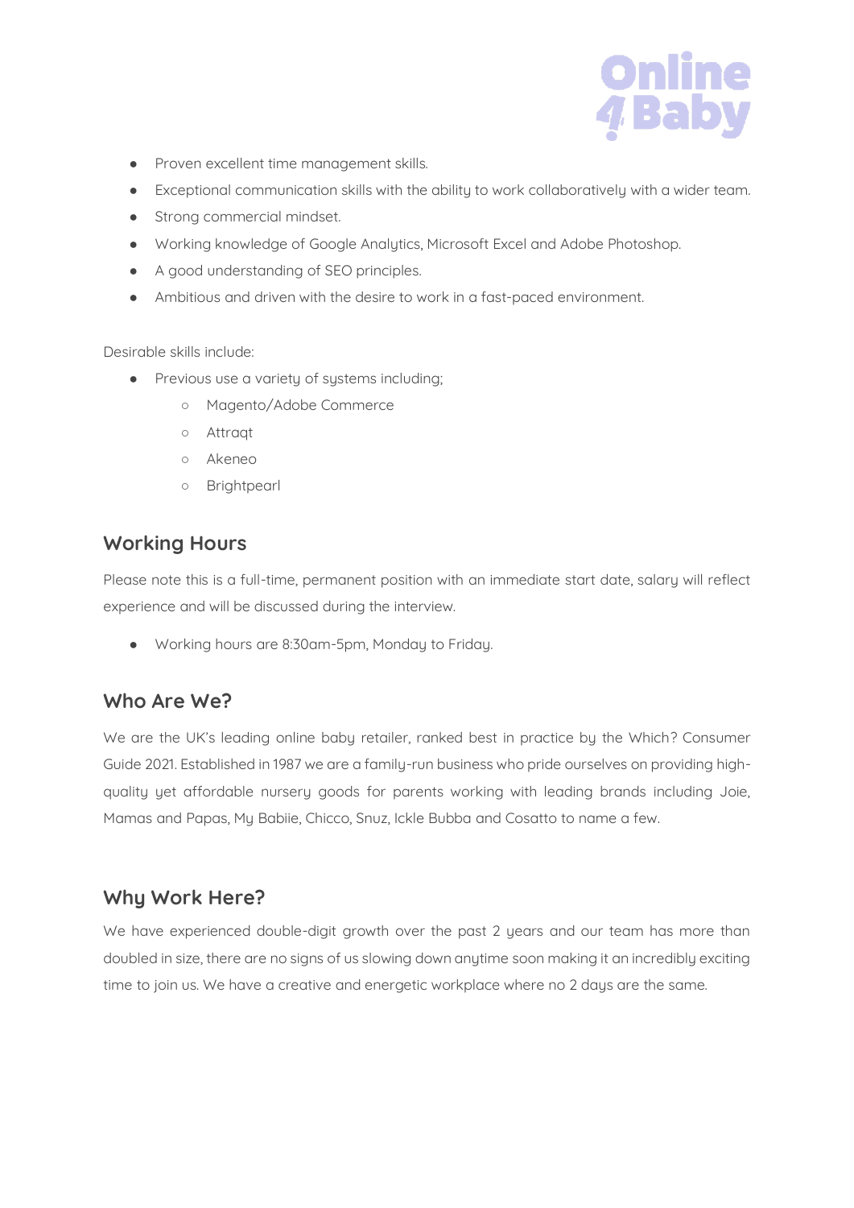- Proven excellent time management skills.
- Exceptional communication skills with the ability to work collaboratively with a wider team.
- Strong commercial mindset.
- Working knowledge of Google Analytics, Microsoft Excel and Adobe Photoshop.
- A good understanding of SEO principles.
- Ambitious and driven with the desire to work in a fast-paced environment.

Desirable skills include:

- Previous use a variety of systems including;
  - Magento/Adobe Commerce
  - Attraqt
  - Akeneo
  - Brightpearl

## Working Hours

Please note this is a full-time, permanent position with an immediate start date, salary will reflect experience and will be discussed during the interview.

- Working hours are 8:30am-5pm, Monday to Friday.

## Who Are We?

We are the UK's leading online baby retailer, ranked best in practice by the Which? Consumer Guide 2021. Established in 1987 we are a family-run business who pride ourselves on providing high-quality yet affordable nursery goods for parents working with leading brands including Joie, Mamas and Papas, My Babiie, Chicco, Snuz, Ickle Bubba and Cosatto to name a few.

## Why Work Here?

We have experienced double-digit growth over the past 2 years and our team has more than doubled in size, there are no signs of us slowing down anytime soon making it an incredibly exciting time to join us. We have a creative and energetic workplace where no 2 days are the same.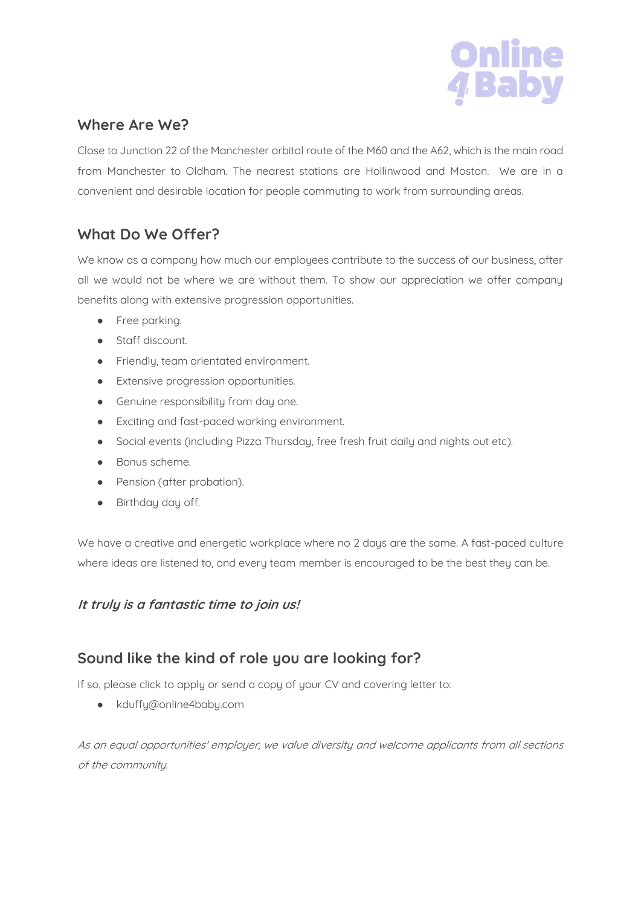## Where Are We?

Close to Junction 22 of the Manchester orbital route of the M60 and the A62, which is the main road from Manchester to Oldham. The nearest stations are Hollinwood and Moston. We are in a convenient and desirable location for people commuting to work from surrounding areas.

## What Do We Offer?

We know as a company how much our employees contribute to the success of our business, after all we would not be where we are without them. To show our appreciation we offer company benefits along with extensive progression opportunities.

- Free parking.
- Staff discount.
- Friendly, team orientated environment.
- Extensive progression opportunities.
- Genuine responsibility from day one.
- Exciting and fast-paced working environment.
- Social events (including Pizza Thursday, free fresh fruit daily and nights out etc).
- Bonus scheme.
- Pension (after probation).
- Birthday day off.

We have a creative and energetic workplace where no 2 days are the same. A fast-paced culture where ideas are listened to, and every team member is encouraged to be the best they can be.

***It truly is a fantastic time to join us!***

## Sound like the kind of role you are looking for?

If so, please click to apply or send a copy of your CV and covering letter to:

- kduffy@online4baby.com

*As an equal opportunities' employer, we value diversity and welcome applicants from all sections of the community.*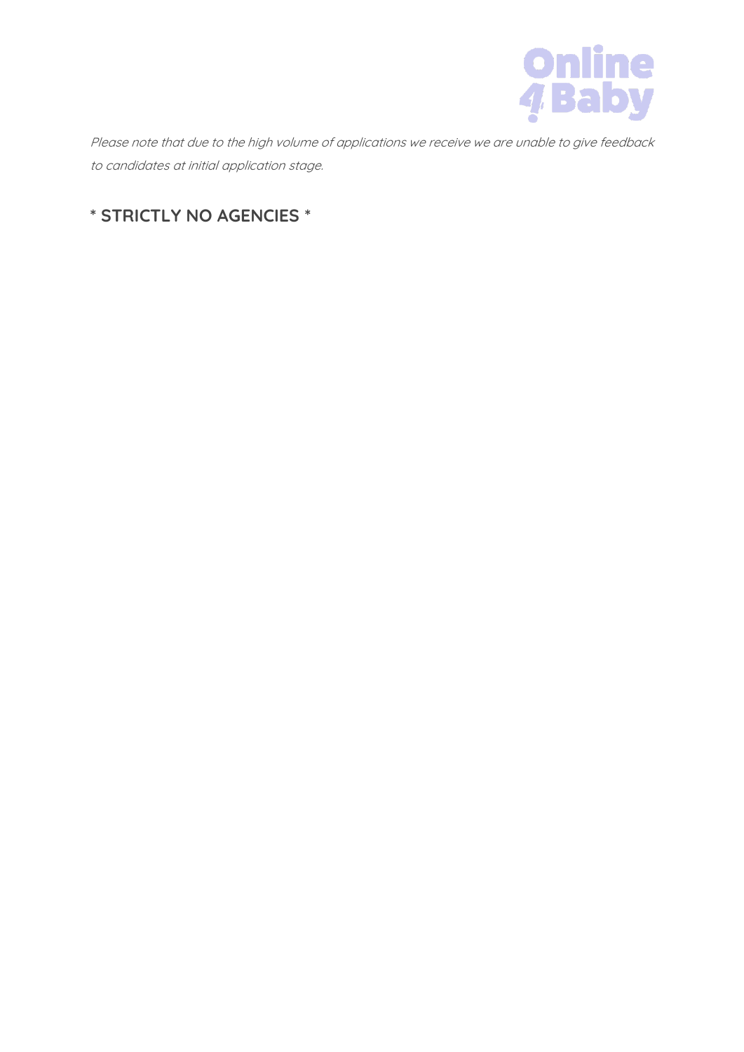*Please note that due to the high volume of applications we receive we are unable to give feedback to candidates at initial application stage.*

**\* STRICTLY NO AGENCIES \***